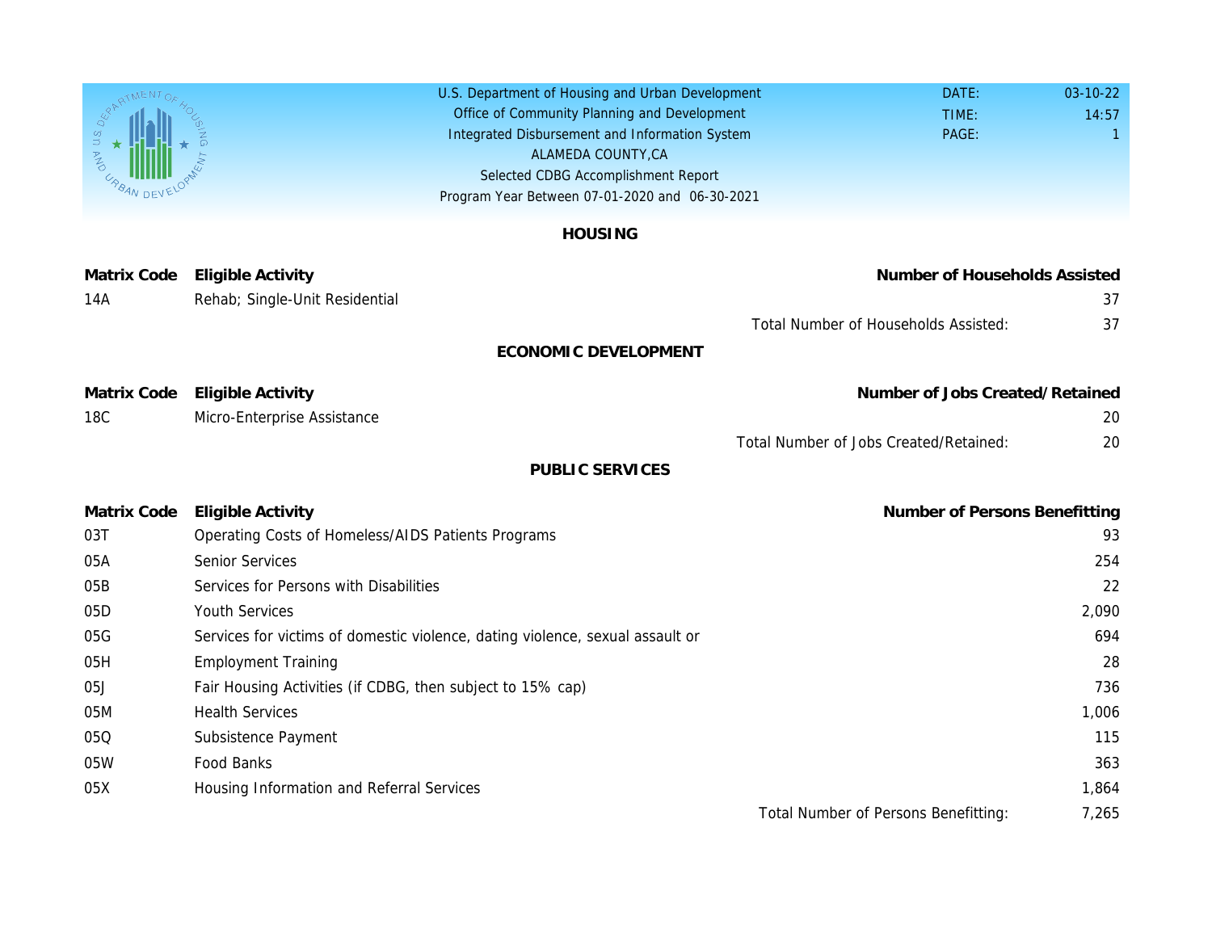U.S. Department of Housing and Urban Development
Office of Community Planning and Development
Integrated Disbursement and Information System
ALAMEDA COUNTY,CA
Selected CDBG Accomplishment Report
Program Year Between 07-01-2020 and 06-30-2021

DATE: 03-10-22
TIME: 14:57
PAGE: 1

## HOUSING

| Matrix Code | Eligible Activity | Number of Households Assisted |
|---|---|---|
| 14A | Rehab; Single-Unit Residential | 37 |
| | Total Number of Households Assisted: | 37 |

## ECONOMIC DEVELOPMENT

| Matrix Code | Eligible Activity | Number of Jobs Created/Retained |
|---|---|---|
| 18C | Micro-Enterprise Assistance | 20 |
| | Total Number of Jobs Created/Retained: | 20 |

## PUBLIC SERVICES

| Matrix Code | Eligible Activity | Number of Persons Benefitting |
|---|---|---|
| 03T | Operating Costs of Homeless/AIDS Patients Programs | 93 |
| 05A | Senior Services | 254 |
| 05B | Services for Persons with Disabilities | 22 |
| 05D | Youth Services | 2,090 |
| 05G | Services for victims of domestic violence, dating violence, sexual assault or | 694 |
| 05H | Employment Training | 28 |
| 05J | Fair Housing Activities (if CDBG, then subject to 15% cap) | 736 |
| 05M | Health Services | 1,006 |
| 05Q | Subsistence Payment | 115 |
| 05W | Food Banks | 363 |
| 05X | Housing Information and Referral Services | 1,864 |
| | Total Number of Persons Benefitting: | 7,265 |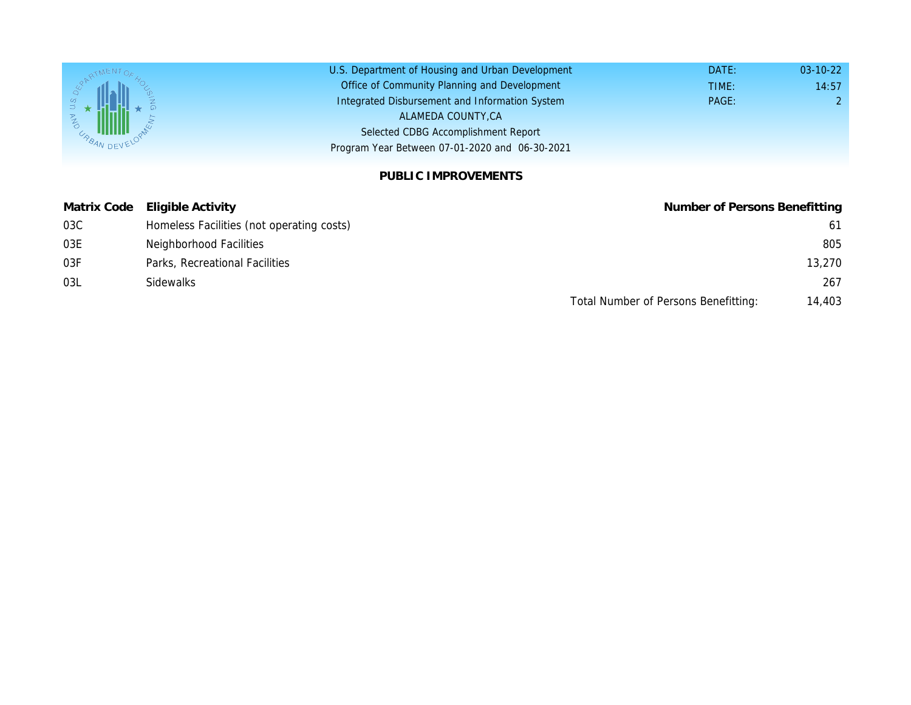## PUBLIC IMPROVEMENTS

| Matrix Code | Eligible Activity | Number of Persons Benefitting |
|---|---|---|
| 03C | Homeless Facilities (not operating costs) | 61 |
| 03E | Neighborhood Facilities | 805 |
| 03F | Parks, Recreational Facilities | 13,270 |
| 03L | Sidewalks | 267 |
| | Total Number of Persons Benefitting: | 14,403 |